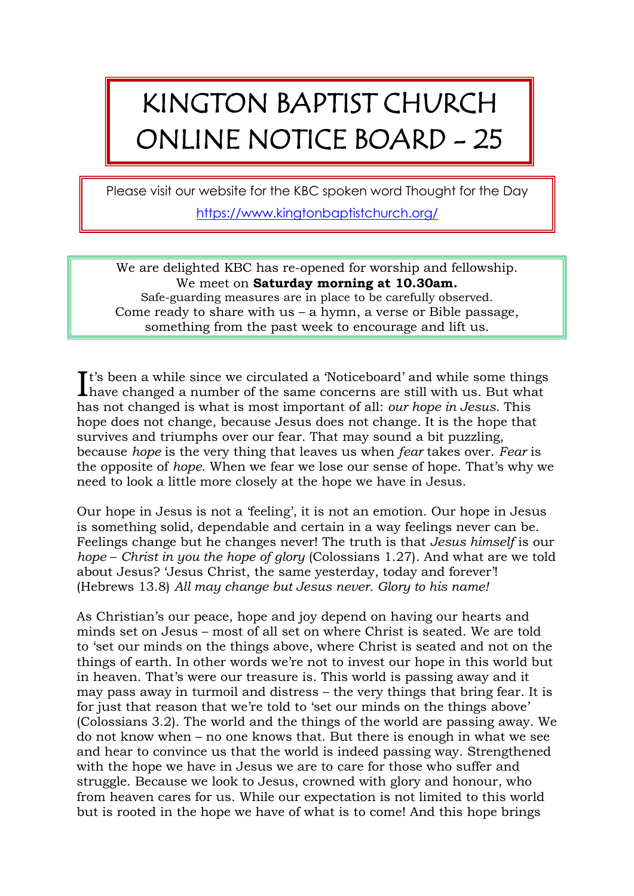# KINGTON BAPTIST CHURCH ONLINE NOTICE BOARD - 25

Please visit our website for the KBC spoken word Thought for the Day

https://www.kingtonbaptistchurch.org/

We are delighted KBC has re-opened for worship and fellowship.
We meet on **Saturday morning at 10.30am.**
Safe-guarding measures are in place to be carefully observed.
Come ready to share with us – a hymn, a verse or Bible passage, something from the past week to encourage and lift us.

It's been a while since we circulated a 'Noticeboard' and while some things have changed a number of the same concerns are still with us. But what has not changed is what is most important of all: *our hope in Jesus*. This hope does not change, because Jesus does not change. It is the hope that survives and triumphs over our fear. That may sound a bit puzzling, because *hope* is the very thing that leaves us when *fear* takes over. *Fear* is the opposite of *hope*. When we fear we lose our sense of hope. That's why we need to look a little more closely at the hope we have in Jesus.

Our hope in Jesus is not a 'feeling', it is not an emotion. Our hope in Jesus is something solid, dependable and certain in a way feelings never can be. Feelings change but he changes never! The truth is that *Jesus himself* is our *hope* – *Christ in you the hope of glory* (Colossians 1.27). And what are we told about Jesus? 'Jesus Christ, the same yesterday, today and forever'! (Hebrews 13.8) *All may change but Jesus never. Glory to his name!*

As Christian's our peace, hope and joy depend on having our hearts and minds set on Jesus – most of all set on where Christ is seated. We are told to 'set our minds on the things above, where Christ is seated and not on the things of earth. In other words we're not to invest our hope in this world but in heaven. That's were our treasure is. This world is passing away and it may pass away in turmoil and distress – the very things that bring fear. It is for just that reason that we're told to 'set our minds on the things above' (Colossians 3.2). The world and the things of the world are passing away. We do not know when – no one knows that. But there is enough in what we see and hear to convince us that the world is indeed passing way. Strengthened with the hope we have in Jesus we are to care for those who suffer and struggle. Because we look to Jesus, crowned with glory and honour, who from heaven cares for us. While our expectation is not limited to this world but is rooted in the hope we have of what is to come! And this hope brings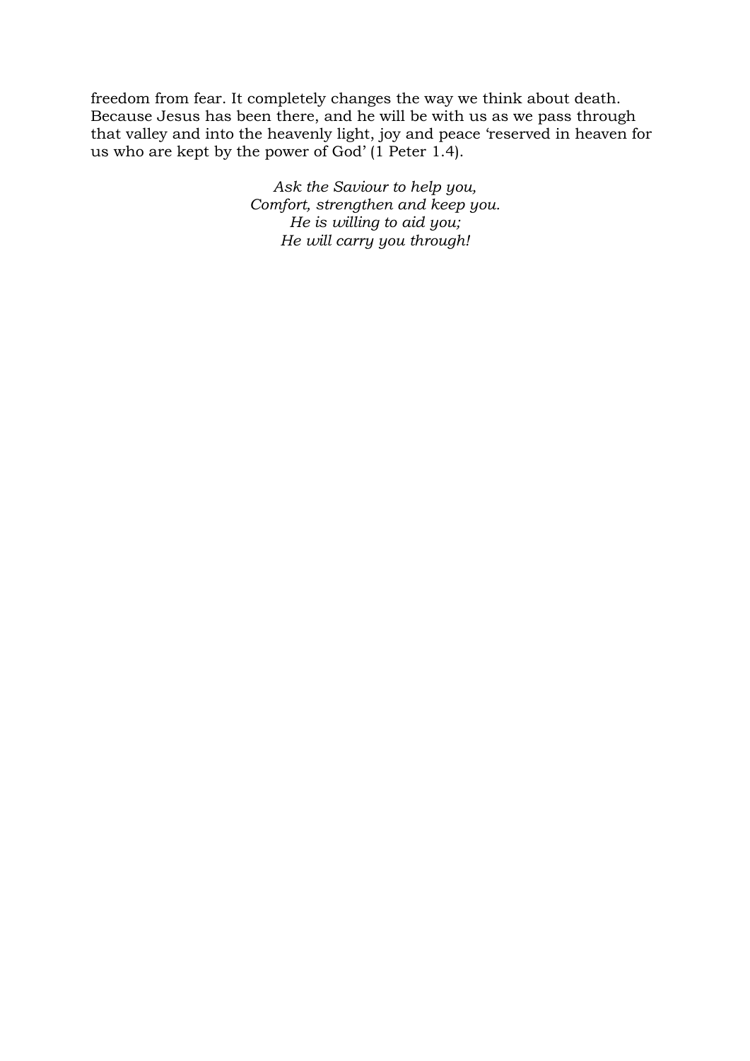freedom from fear. It completely changes the way we think about death. Because Jesus has been there, and he will be with us as we pass through that valley and into the heavenly light, joy and peace 'reserved in heaven for us who are kept by the power of God' (1 Peter 1.4).

*Ask the Saviour to help you,*
*Comfort, strengthen and keep you.*
*He is willing to aid you;*
*He will carry you through!*